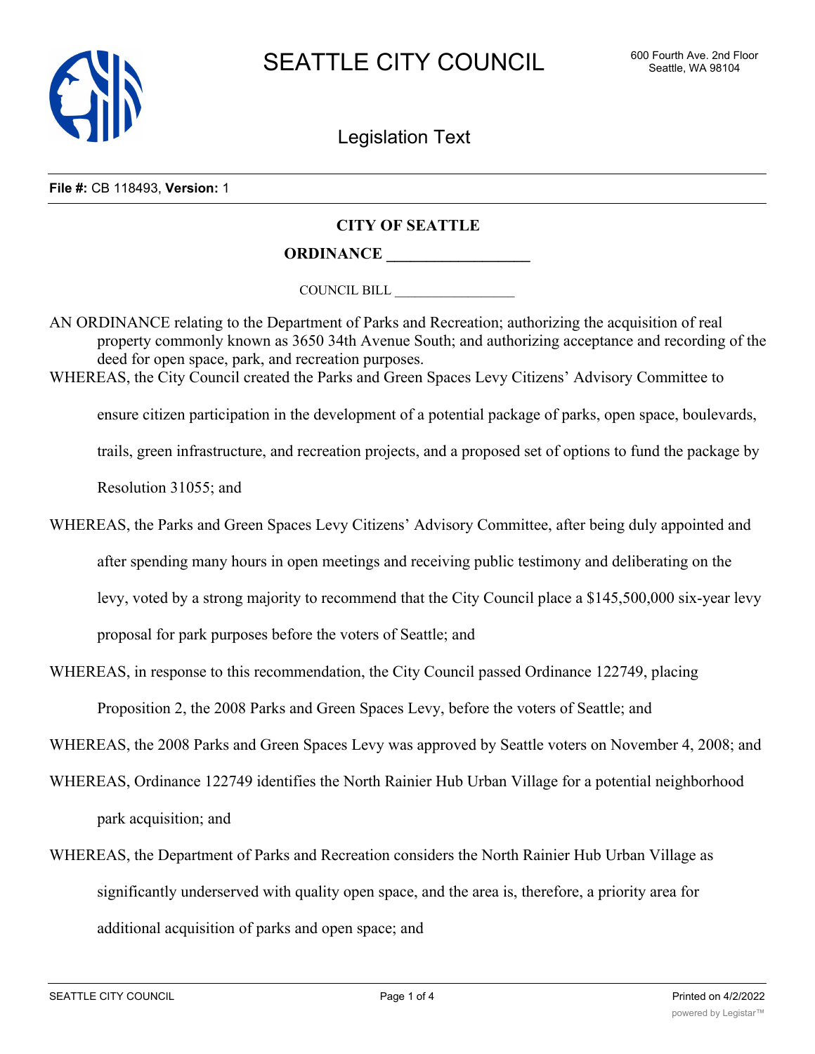**File #:** CB 118493, **Version:** 1

# CITY OF SEATTLE

## ORDINANCE __________________

COUNCIL BILL __________________

AN ORDINANCE relating to the Department of Parks and Recreation; authorizing the acquisition of real property commonly known as 3650 34th Avenue South; and authorizing acceptance and recording of the deed for open space, park, and recreation purposes.

WHEREAS, the City Council created the Parks and Green Spaces Levy Citizens' Advisory Committee to ensure citizen participation in the development of a potential package of parks, open space, boulevards, trails, green infrastructure, and recreation projects, and a proposed set of options to fund the package by Resolution 31055; and

WHEREAS, the Parks and Green Spaces Levy Citizens' Advisory Committee, after being duly appointed and after spending many hours in open meetings and receiving public testimony and deliberating on the levy, voted by a strong majority to recommend that the City Council place a $145,500,000 six-year levy proposal for park purposes before the voters of Seattle; and

WHEREAS, in response to this recommendation, the City Council passed Ordinance 122749, placing Proposition 2, the 2008 Parks and Green Spaces Levy, before the voters of Seattle; and

WHEREAS, the 2008 Parks and Green Spaces Levy was approved by Seattle voters on November 4, 2008; and

WHEREAS, Ordinance 122749 identifies the North Rainier Hub Urban Village for a potential neighborhood park acquisition; and

WHEREAS, the Department of Parks and Recreation considers the North Rainier Hub Urban Village as significantly underserved with quality open space, and the area is, therefore, a priority area for additional acquisition of parks and open space; and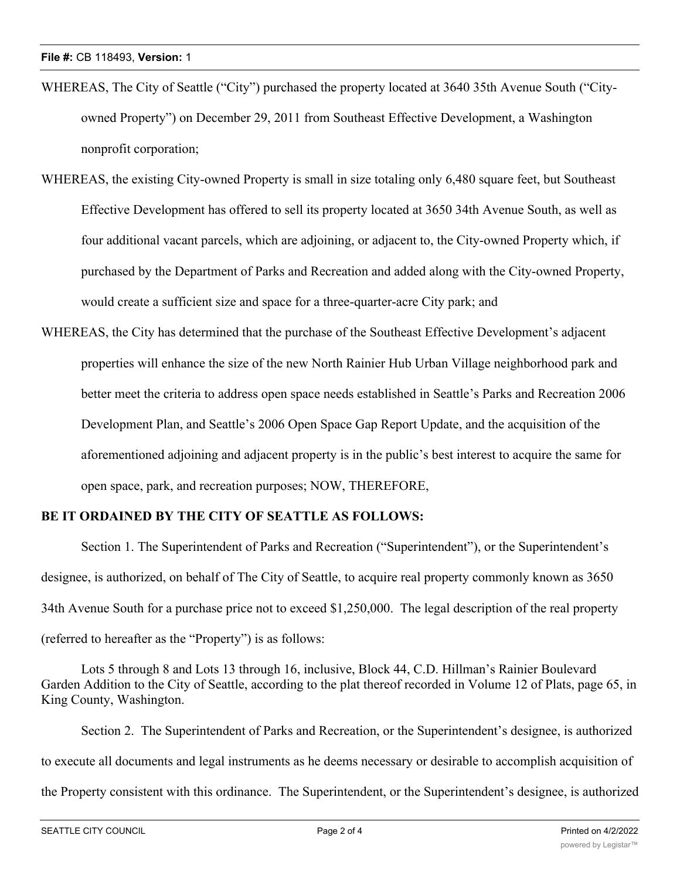WHEREAS, The City of Seattle ("City") purchased the property located at 3640 35th Avenue South ("City-owned Property") on December 29, 2011 from Southeast Effective Development, a Washington nonprofit corporation;

WHEREAS, the existing City-owned Property is small in size totaling only 6,480 square feet, but Southeast Effective Development has offered to sell its property located at 3650 34th Avenue South, as well as four additional vacant parcels, which are adjoining, or adjacent to, the City-owned Property which, if purchased by the Department of Parks and Recreation and added along with the City-owned Property, would create a sufficient size and space for a three-quarter-acre City park; and

WHEREAS, the City has determined that the purchase of the Southeast Effective Development's adjacent properties will enhance the size of the new North Rainier Hub Urban Village neighborhood park and better meet the criteria to address open space needs established in Seattle's Parks and Recreation 2006 Development Plan, and Seattle's 2006 Open Space Gap Report Update, and the acquisition of the aforementioned adjoining and adjacent property is in the public's best interest to acquire the same for open space, park, and recreation purposes; NOW, THEREFORE,

**BE IT ORDAINED BY THE CITY OF SEATTLE AS FOLLOWS:**

Section 1. The Superintendent of Parks and Recreation ("Superintendent"), or the Superintendent's designee, is authorized, on behalf of The City of Seattle, to acquire real property commonly known as 3650 34th Avenue South for a purchase price not to exceed $1,250,000. The legal description of the real property (referred to hereafter as the "Property") is as follows:

Lots 5 through 8 and Lots 13 through 16, inclusive, Block 44, C.D. Hillman's Rainier Boulevard Garden Addition to the City of Seattle, according to the plat thereof recorded in Volume 12 of Plats, page 65, in King County, Washington.

Section 2. The Superintendent of Parks and Recreation, or the Superintendent's designee, is authorized to execute all documents and legal instruments as he deems necessary or desirable to accomplish acquisition of the Property consistent with this ordinance. The Superintendent, or the Superintendent's designee, is authorized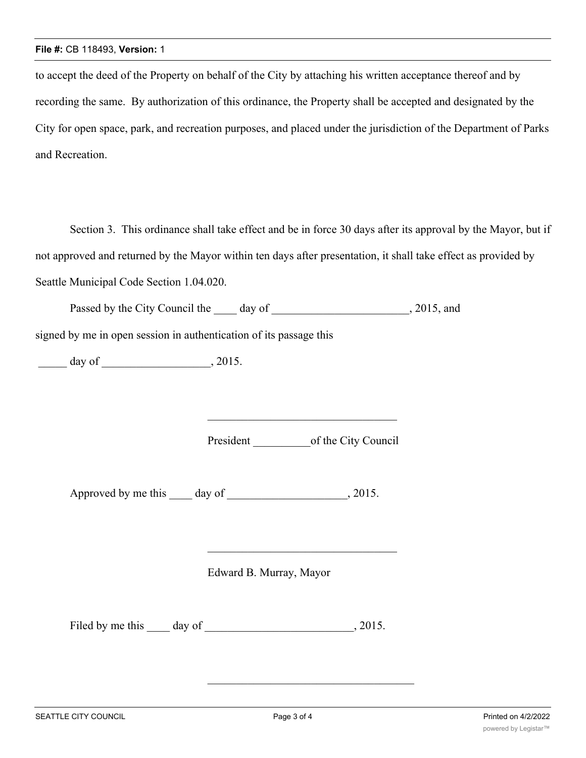to accept the deed of the Property on behalf of the City by attaching his written acceptance thereof and by recording the same. By authorization of this ordinance, the Property shall be accepted and designated by the City for open space, park, and recreation purposes, and placed under the jurisdiction of the Department of Parks and Recreation.

Section 3. This ordinance shall take effect and be in force 30 days after its approval by the Mayor, but if not approved and returned by the Mayor within ten days after presentation, it shall take effect as provided by Seattle Municipal Code Section 1.04.020.

Passed by the City Council the ____ day of ________________________, 2015, and signed by me in open session in authentication of its passage this

_____ day of ___________________, 2015.

_________________________________

President __________of the City Council

Approved by me this ____ day of _____________________, 2015.

_________________________________

Edward B. Murray, Mayor

Filed by me this ____ day of __________________________, 2015.

____________________________________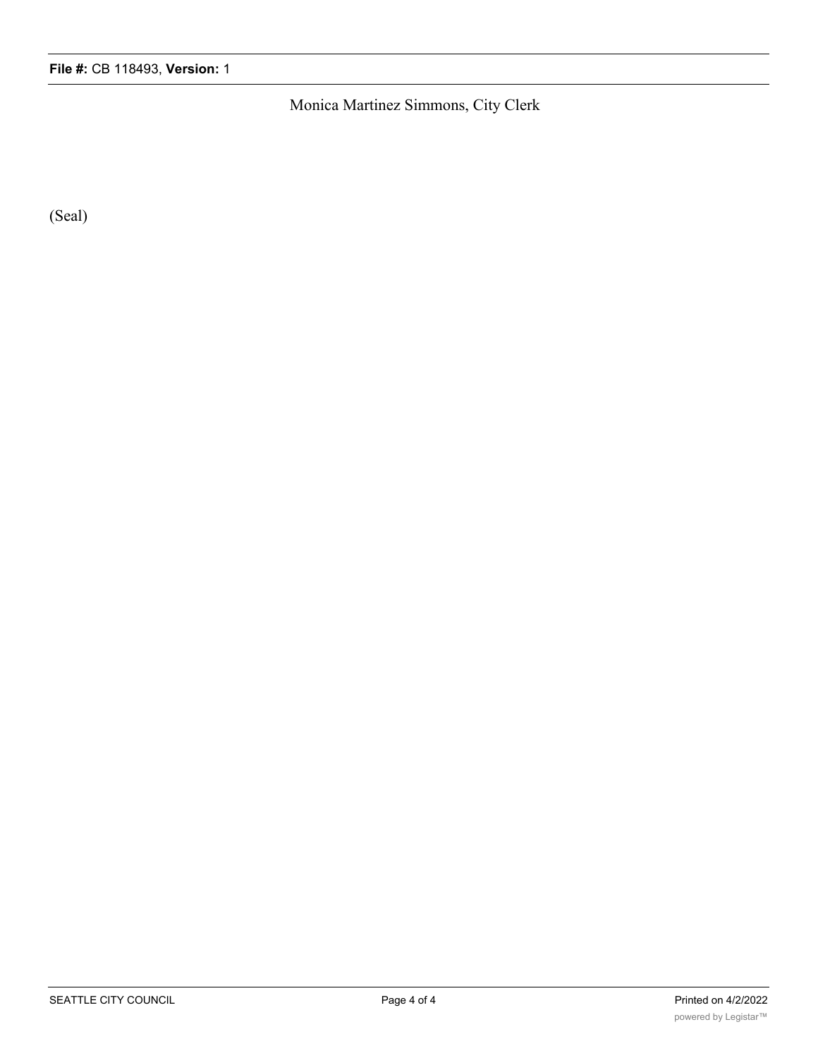Monica Martinez Simmons, City Clerk

(Seal)